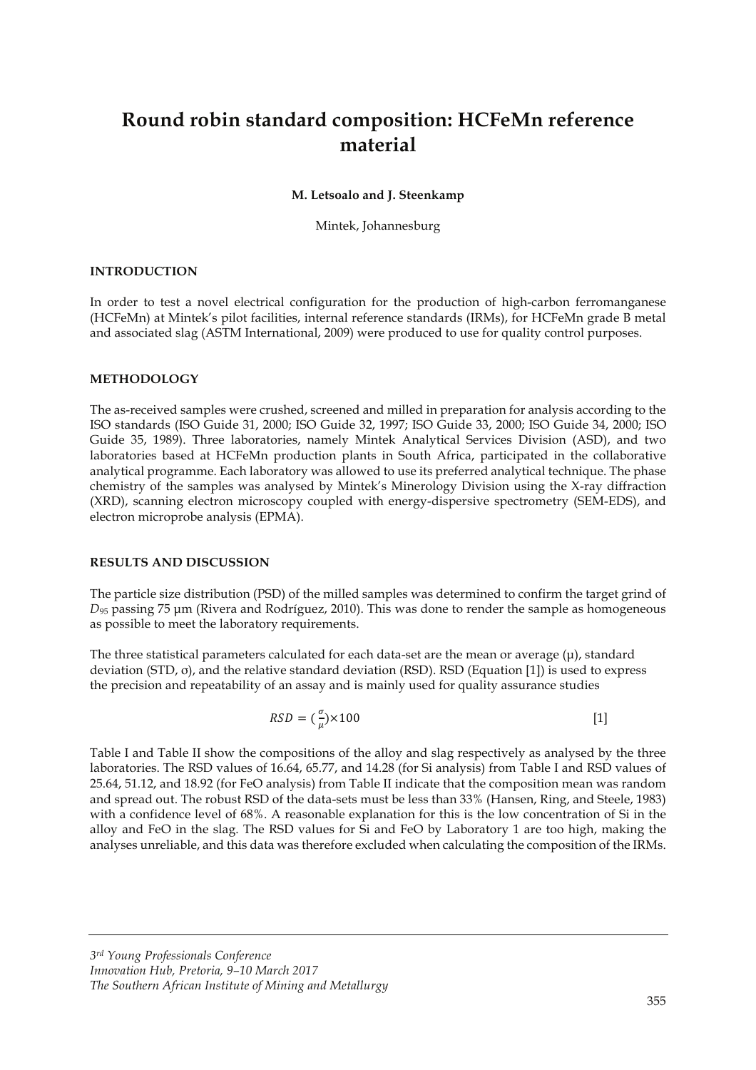# Round robin standard composition: HCFeMn reference material

**M. Letsoalo and J. Steenkamp**

Mintek, Johannesburg

## INTRODUCTION

In order to test a novel electrical configuration for the production of high-carbon ferromanganese (HCFeMn) at Mintek's pilot facilities, internal reference standards (IRMs), for HCFeMn grade B metal and associated slag (ASTM International, 2009) were produced to use for quality control purposes.

## METHODOLOGY

The as-received samples were crushed, screened and milled in preparation for analysis according to the ISO standards (ISO Guide 31, 2000; ISO Guide 32, 1997; ISO Guide 33, 2000; ISO Guide 34, 2000; ISO Guide 35, 1989). Three laboratories, namely Mintek Analytical Services Division (ASD), and two laboratories based at HCFeMn production plants in South Africa, participated in the collaborative analytical programme. Each laboratory was allowed to use its preferred analytical technique. The phase chemistry of the samples was analysed by Mintek's Minerology Division using the X-ray diffraction (XRD), scanning electron microscopy coupled with energy-dispersive spectrometry (SEM-EDS), and electron microprobe analysis (EPMA).

## RESULTS AND DISCUSSION

The particle size distribution (PSD) of the milled samples was determined to confirm the target grind of $D_{95}$ passing 75 μm (Rivera and Rodríguez, 2010). This was done to render the sample as homogeneous as possible to meet the laboratory requirements.

The three statistical parameters calculated for each data-set are the mean or average (μ), standard deviation (STD, σ), and the relative standard deviation (RSD). RSD (Equation [1]) is used to express the precision and repeatability of an assay and is mainly used for quality assurance studies

$$RSD = \left(\frac{\sigma}{\mu}\right)\times 100 \qquad [1]$$

Table I and Table II show the compositions of the alloy and slag respectively as analysed by the three laboratories. The RSD values of 16.64, 65.77, and 14.28 (for Si analysis) from Table I and RSD values of 25.64, 51.12, and 18.92 (for FeO analysis) from Table II indicate that the composition mean was random and spread out. The robust RSD of the data-sets must be less than 33% (Hansen, Ring, and Steele, 1983) with a confidence level of 68%. A reasonable explanation for this is the low concentration of Si in the alloy and FeO in the slag. The RSD values for Si and FeO by Laboratory 1 are too high, making the analyses unreliable, and this data was therefore excluded when calculating the composition of the IRMs.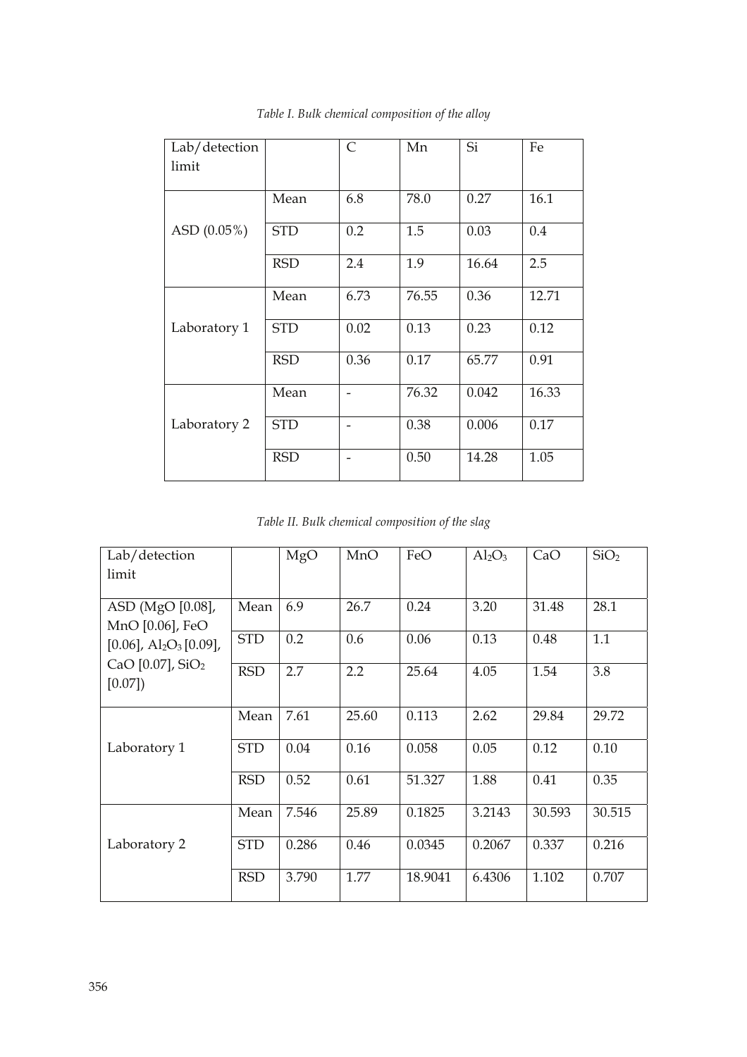*Table I. Bulk chemical composition of the alloy*

| Lab/detection limit | | C | Mn | Si | Fe |
|---|---|---|---|---|---|
| ASD (0.05%) | Mean | 6.8 | 78.0 | 0.27 | 16.1 |
| | STD | 0.2 | 1.5 | 0.03 | 0.4 |
| | RSD | 2.4 | 1.9 | 16.64 | 2.5 |
| Laboratory 1 | Mean | 6.73 | 76.55 | 0.36 | 12.71 |
| | STD | 0.02 | 0.13 | 0.23 | 0.12 |
| | RSD | 0.36 | 0.17 | 65.77 | 0.91 |
| Laboratory 2 | Mean | - | 76.32 | 0.042 | 16.33 |
| | STD | - | 0.38 | 0.006 | 0.17 |
| | RSD | - | 0.50 | 14.28 | 1.05 |

*Table II. Bulk chemical composition of the slag*

| Lab/detection limit | | MgO | MnO | FeO | $Al_2O_3$ | CaO | $SiO_2$ |
|---|---|---|---|---|---|---|---|
| ASD (MgO [0.08], MnO [0.06], FeO [0.06], $Al_2O_3$ [0.09], CaO [0.07], $SiO_2$ [0.07]) | Mean | 6.9 | 26.7 | 0.24 | 3.20 | 31.48 | 28.1 |
| | STD | 0.2 | 0.6 | 0.06 | 0.13 | 0.48 | 1.1 |
| | RSD | 2.7 | 2.2 | 25.64 | 4.05 | 1.54 | 3.8 |
| Laboratory 1 | Mean | 7.61 | 25.60 | 0.113 | 2.62 | 29.84 | 29.72 |
| | STD | 0.04 | 0.16 | 0.058 | 0.05 | 0.12 | 0.10 |
| | RSD | 0.52 | 0.61 | 51.327 | 1.88 | 0.41 | 0.35 |
| Laboratory 2 | Mean | 7.546 | 25.89 | 0.1825 | 3.2143 | 30.593 | 30.515 |
| | STD | 0.286 | 0.46 | 0.0345 | 0.2067 | 0.337 | 0.216 |
| | RSD | 3.790 | 1.77 | 18.9041 | 6.4306 | 1.102 | 0.707 |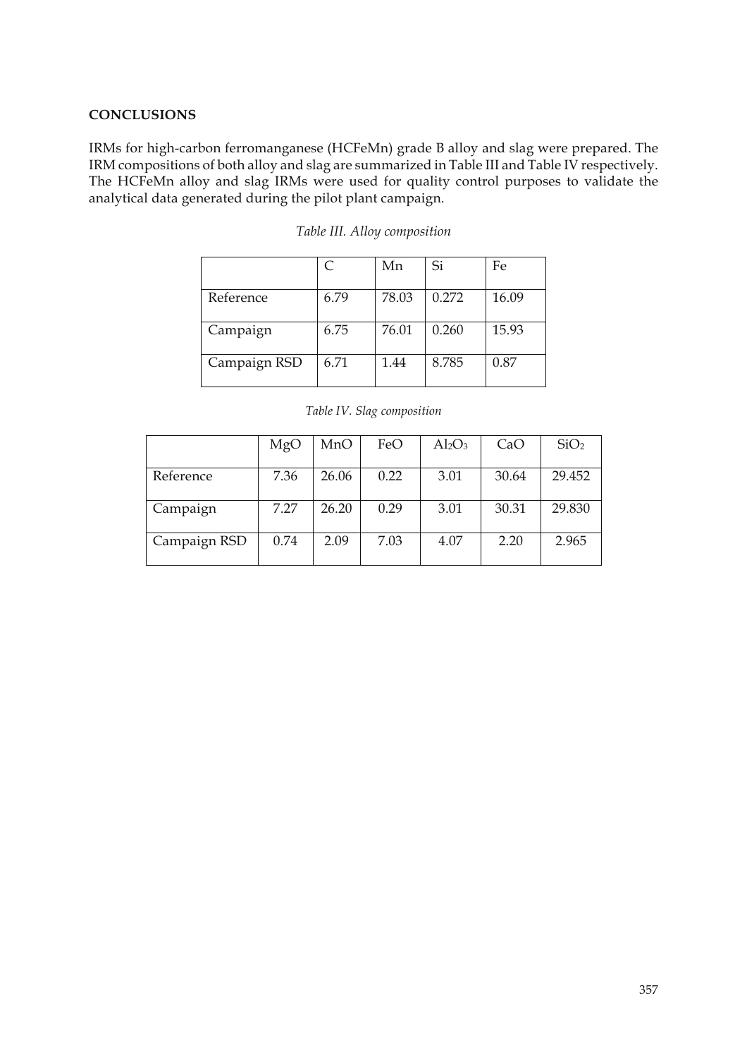## CONCLUSIONS

IRMs for high-carbon ferromanganese (HCFeMn) grade B alloy and slag were prepared. The IRM compositions of both alloy and slag are summarized in Table III and Table IV respectively. The HCFeMn alloy and slag IRMs were used for quality control purposes to validate the analytical data generated during the pilot plant campaign.

*Table III. Alloy composition*

| | C | Mn | Si | Fe |
|---|---|---|---|---|
| Reference | 6.79 | 78.03 | 0.272 | 16.09 |
| Campaign | 6.75 | 76.01 | 0.260 | 15.93 |
| Campaign RSD | 6.71 | 1.44 | 8.785 | 0.87 |

*Table IV. Slag composition*

| | MgO | MnO | FeO | $Al_2O_3$ | CaO | $SiO_2$ |
|---|---|---|---|---|---|---|
| Reference | 7.36 | 26.06 | 0.22 | 3.01 | 30.64 | 29.452 |
| Campaign | 7.27 | 26.20 | 0.29 | 3.01 | 30.31 | 29.830 |
| Campaign RSD | 0.74 | 2.09 | 7.03 | 4.07 | 2.20 | 2.965 |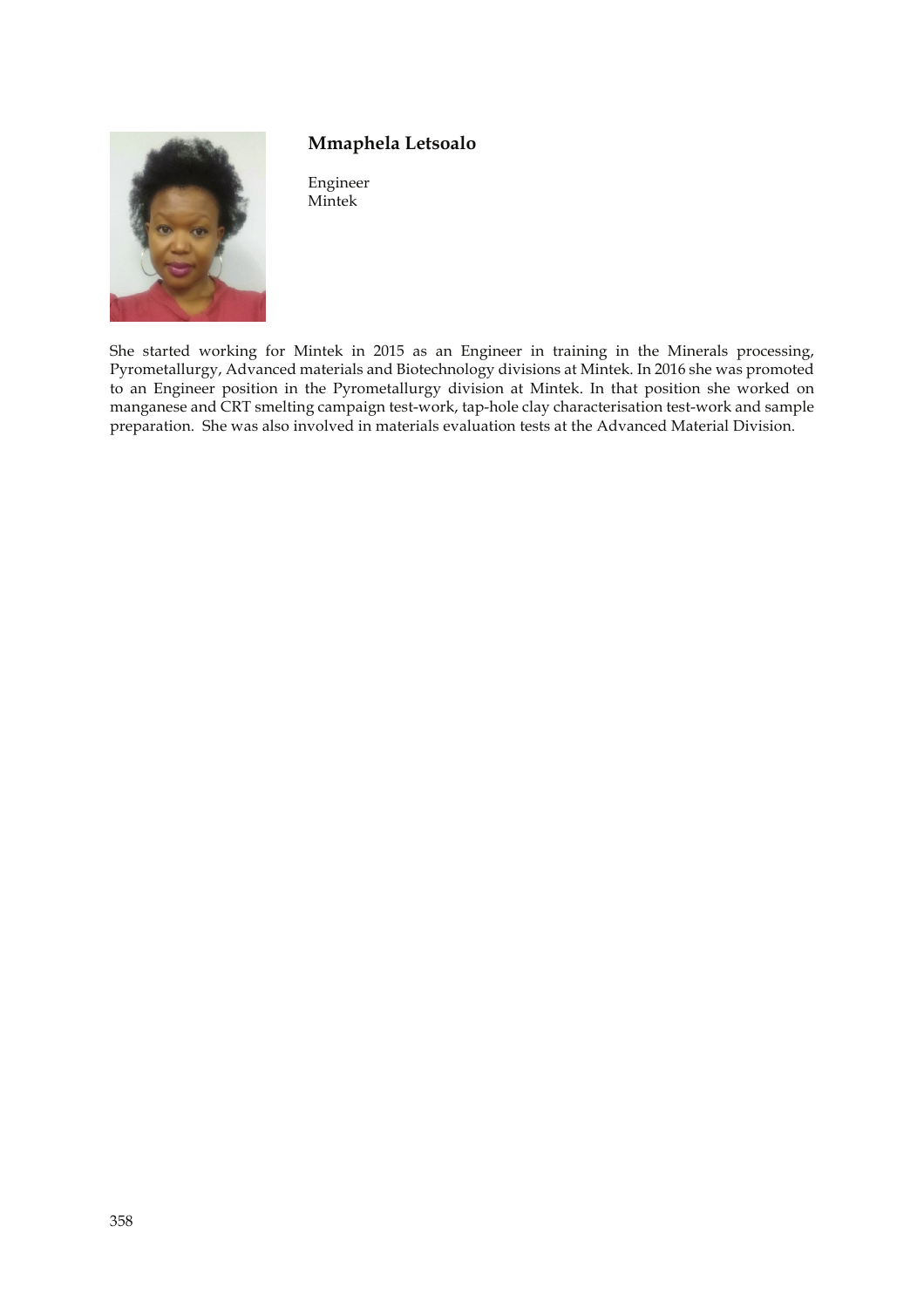## Mmaphela Letsoalo

Engineer
Mintek

She started working for Mintek in 2015 as an Engineer in training in the Minerals processing, Pyrometallurgy, Advanced materials and Biotechnology divisions at Mintek. In 2016 she was promoted to an Engineer position in the Pyrometallurgy division at Mintek. In that position she worked on manganese and CRT smelting campaign test-work, tap-hole clay characterisation test-work and sample preparation. She was also involved in materials evaluation tests at the Advanced Material Division.